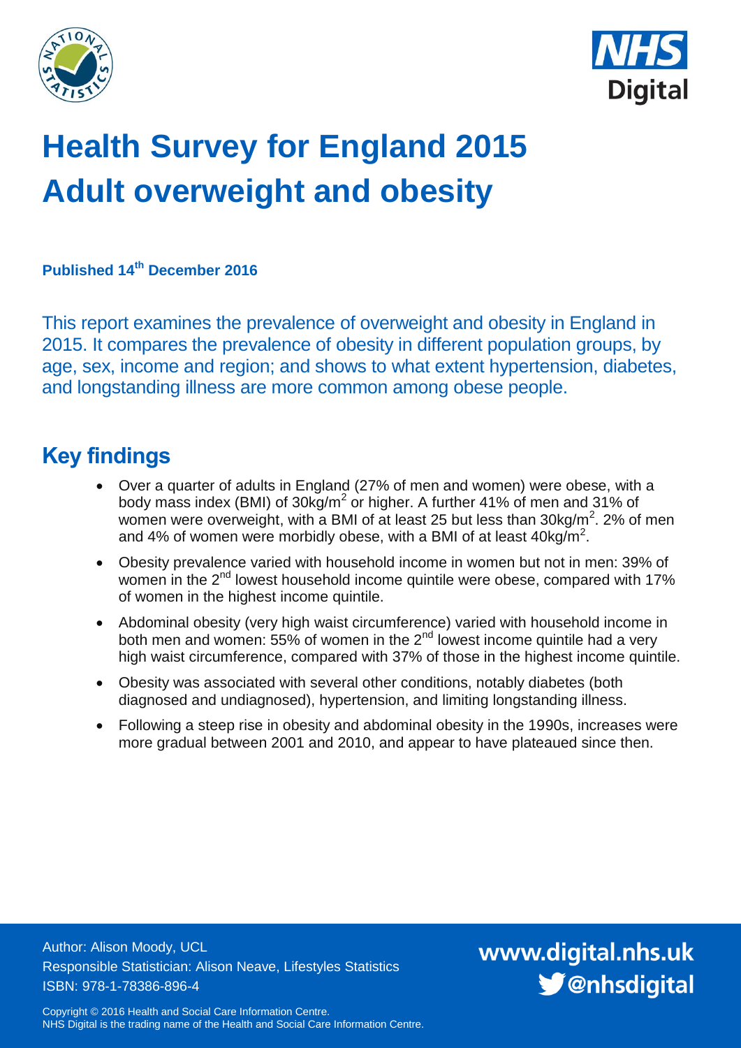# Health Survey for England 2015
# Adult overweight and obesity

**Published 14th December 2016**

This report examines the prevalence of overweight and obesity in England in 2015. It compares the prevalence of obesity in different population groups, by age, sex, income and region; and shows to what extent hypertension, diabetes, and longstanding illness are more common among obese people.

## Key findings

- Over a quarter of adults in England (27% of men and women) were obese, with a body mass index (BMI) of $30kg/m^2$ or higher. A further 41% of men and 31% of women were overweight, with a BMI of at least 25 but less than $30kg/m^2$. 2% of men and 4% of women were morbidly obese, with a BMI of at least $40kg/m^2$.
- Obesity prevalence varied with household income in women but not in men: 39% of women in the 2nd lowest household income quintile were obese, compared with 17% of women in the highest income quintile.
- Abdominal obesity (very high waist circumference) varied with household income in both men and women: 55% of women in the 2nd lowest income quintile had a very high waist circumference, compared with 37% of those in the highest income quintile.
- Obesity was associated with several other conditions, notably diabetes (both diagnosed and undiagnosed), hypertension, and limiting longstanding illness.
- Following a steep rise in obesity and abdominal obesity in the 1990s, increases were more gradual between 2001 and 2010, and appear to have plateaued since then.

Author: Alison Moody, UCL
Responsible Statistician: Alison Neave, Lifestyles Statistics
ISBN: 978-1-78386-896-4

www.digital.nhs.uk
@nhsdigital

Copyright © 2016 Health and Social Care Information Centre.
NHS Digital is the trading name of the Health and Social Care Information Centre.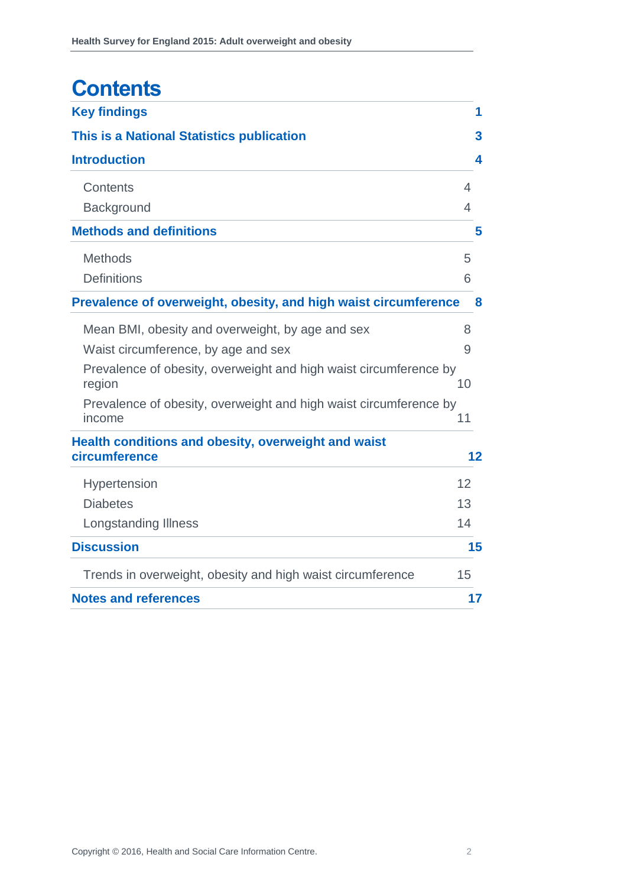# Contents

| | |
|---|---|
| **Key findings** | **1** |
| **This is a National Statistics publication** | **3** |
| **Introduction** | **4** |
| Contents | 4 |
| Background | 4 |
| **Methods and definitions** | **5** |
| Methods | 5 |
| Definitions | 6 |
| **Prevalence of overweight, obesity, and high waist circumference** | **8** |
| Mean BMI, obesity and overweight, by age and sex | 8 |
| Waist circumference, by age and sex | 9 |
| Prevalence of obesity, overweight and high waist circumference by region | 10 |
| Prevalence of obesity, overweight and high waist circumference by income | 11 |
| **Health conditions and obesity, overweight and waist circumference** | **12** |
| Hypertension | 12 |
| Diabetes | 13 |
| Longstanding Illness | 14 |
| **Discussion** | **15** |
| Trends in overweight, obesity and high waist circumference | 15 |
| **Notes and references** | **17** |

Copyright © 2016, Health and Social Care Information Centre.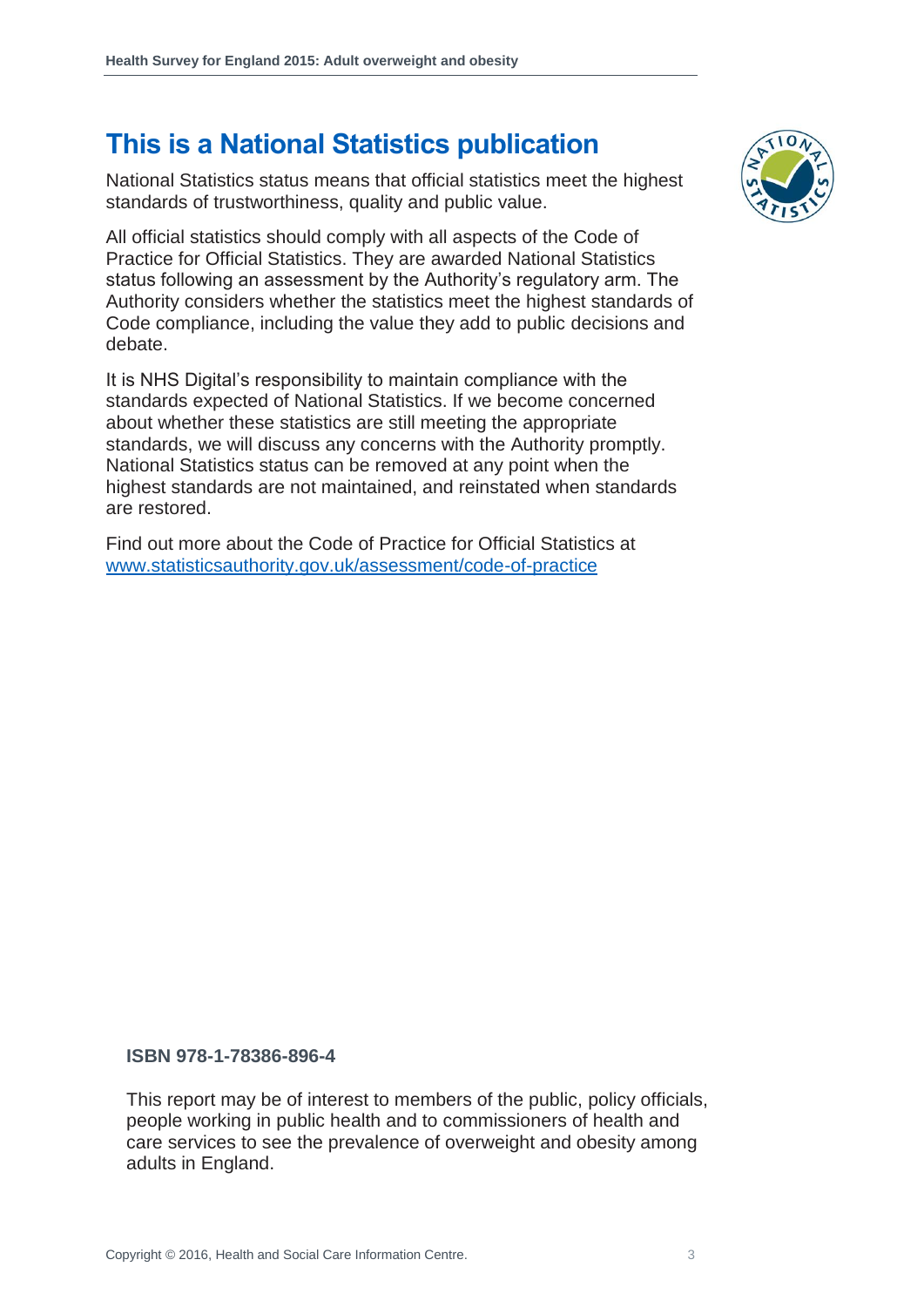# This is a National Statistics publication

National Statistics status means that official statistics meet the highest standards of trustworthiness, quality and public value.

All official statistics should comply with all aspects of the Code of Practice for Official Statistics. They are awarded National Statistics status following an assessment by the Authority's regulatory arm. The Authority considers whether the statistics meet the highest standards of Code compliance, including the value they add to public decisions and debate.

It is NHS Digital's responsibility to maintain compliance with the standards expected of National Statistics. If we become concerned about whether these statistics are still meeting the appropriate standards, we will discuss any concerns with the Authority promptly. National Statistics status can be removed at any point when the highest standards are not maintained, and reinstated when standards are restored.

Find out more about the Code of Practice for Official Statistics at [www.statisticsauthority.gov.uk/assessment/code-of-practice](http://www.statisticsauthority.gov.uk/assessment/code-of-practice)

**ISBN 978-1-78386-896-4**

This report may be of interest to members of the public, policy officials, people working in public health and to commissioners of health and care services to see the prevalence of overweight and obesity among adults in England.

Copyright © 2016, Health and Social Care Information Centre.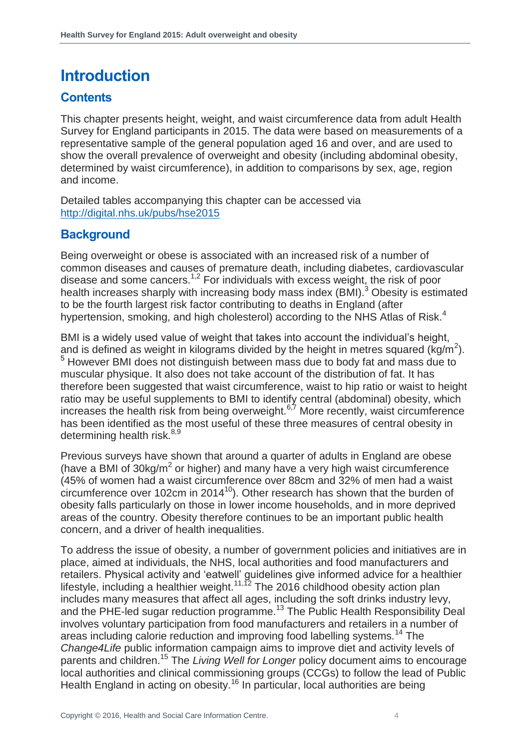# Introduction

## Contents

This chapter presents height, weight, and waist circumference data from adult Health Survey for England participants in 2015. The data were based on measurements of a representative sample of the general population aged 16 and over, and are used to show the overall prevalence of overweight and obesity (including abdominal obesity, determined by waist circumference), in addition to comparisons by sex, age, region and income.

Detailed tables accompanying this chapter can be accessed via http://digital.nhs.uk/pubs/hse2015

## Background

Being overweight or obese is associated with an increased risk of a number of common diseases and causes of premature death, including diabetes, cardiovascular disease and some cancers.[1,2] For individuals with excess weight, the risk of poor health increases sharply with increasing body mass index (BMI).[3] Obesity is estimated to be the fourth largest risk factor contributing to deaths in England (after hypertension, smoking, and high cholesterol) according to the NHS Atlas of Risk.[4]

BMI is a widely used value of weight that takes into account the individual's height, and is defined as weight in kilograms divided by the height in metres squared ($kg/m^2$).[5] However BMI does not distinguish between mass due to body fat and mass due to muscular physique. It also does not take account of the distribution of fat. It has therefore been suggested that waist circumference, waist to hip ratio or waist to height ratio may be useful supplements to BMI to identify central (abdominal) obesity, which increases the health risk from being overweight.[6,7] More recently, waist circumference has been identified as the most useful of these three measures of central obesity in determining health risk.[8,9]

Previous surveys have shown that around a quarter of adults in England are obese (have a BMI of $30kg/m^2$ or higher) and many have a very high waist circumference (45% of women had a waist circumference over 88cm and 32% of men had a waist circumference over 102cm in 2014[10]). Other research has shown that the burden of obesity falls particularly on those in lower income households, and in more deprived areas of the country. Obesity therefore continues to be an important public health concern, and a driver of health inequalities.

To address the issue of obesity, a number of government policies and initiatives are in place, aimed at individuals, the NHS, local authorities and food manufacturers and retailers. Physical activity and 'eatwell' guidelines give informed advice for a healthier lifestyle, including a healthier weight.[11,12] The 2016 childhood obesity action plan includes many measures that affect all ages, including the soft drinks industry levy, and the PHE-led sugar reduction programme.[13] The Public Health Responsibility Deal involves voluntary participation from food manufacturers and retailers in a number of areas including calorie reduction and improving food labelling systems.[14] The *Change4Life* public information campaign aims to improve diet and activity levels of parents and children.[15] The *Living Well for Longer* policy document aims to encourage local authorities and clinical commissioning groups (CCGs) to follow the lead of Public Health England in acting on obesity.[16] In particular, local authorities are being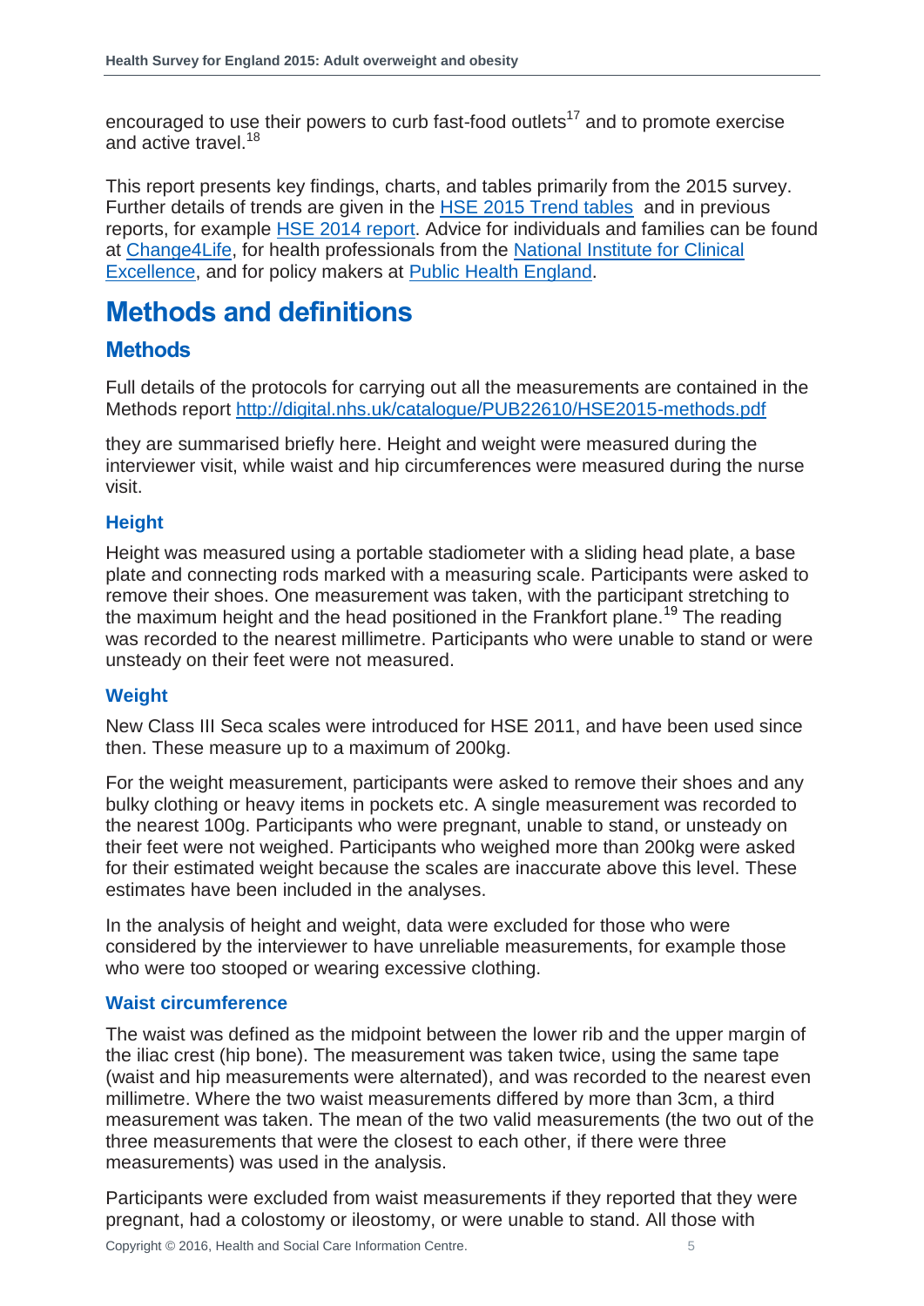encouraged to use their powers to curb fast-food outlets[17] and to promote exercise and active travel.[18]

This report presents key findings, charts, and tables primarily from the 2015 survey. Further details of trends are given in the HSE 2015 Trend tables and in previous reports, for example HSE 2014 report. Advice for individuals and families can be found at Change4Life, for health professionals from the National Institute for Clinical Excellence, and for policy makers at Public Health England.

# Methods and definitions

## Methods

Full details of the protocols for carrying out all the measurements are contained in the Methods report http://digital.nhs.uk/catalogue/PUB22610/HSE2015-methods.pdf

they are summarised briefly here. Height and weight were measured during the interviewer visit, while waist and hip circumferences were measured during the nurse visit.

### Height

Height was measured using a portable stadiometer with a sliding head plate, a base plate and connecting rods marked with a measuring scale. Participants were asked to remove their shoes. One measurement was taken, with the participant stretching to the maximum height and the head positioned in the Frankfort plane.[19] The reading was recorded to the nearest millimetre. Participants who were unable to stand or were unsteady on their feet were not measured.

### Weight

New Class III Seca scales were introduced for HSE 2011, and have been used since then. These measure up to a maximum of 200kg.

For the weight measurement, participants were asked to remove their shoes and any bulky clothing or heavy items in pockets etc. A single measurement was recorded to the nearest 100g. Participants who were pregnant, unable to stand, or unsteady on their feet were not weighed. Participants who weighed more than 200kg were asked for their estimated weight because the scales are inaccurate above this level. These estimates have been included in the analyses.

In the analysis of height and weight, data were excluded for those who were considered by the interviewer to have unreliable measurements, for example those who were too stooped or wearing excessive clothing.

### Waist circumference

The waist was defined as the midpoint between the lower rib and the upper margin of the iliac crest (hip bone). The measurement was taken twice, using the same tape (waist and hip measurements were alternated), and was recorded to the nearest even millimetre. Where the two waist measurements differed by more than 3cm, a third measurement was taken. The mean of the two valid measurements (the two out of the three measurements that were the closest to each other, if there were three measurements) was used in the analysis.

Participants were excluded from waist measurements if they reported that they were pregnant, had a colostomy or ileostomy, or were unable to stand. All those with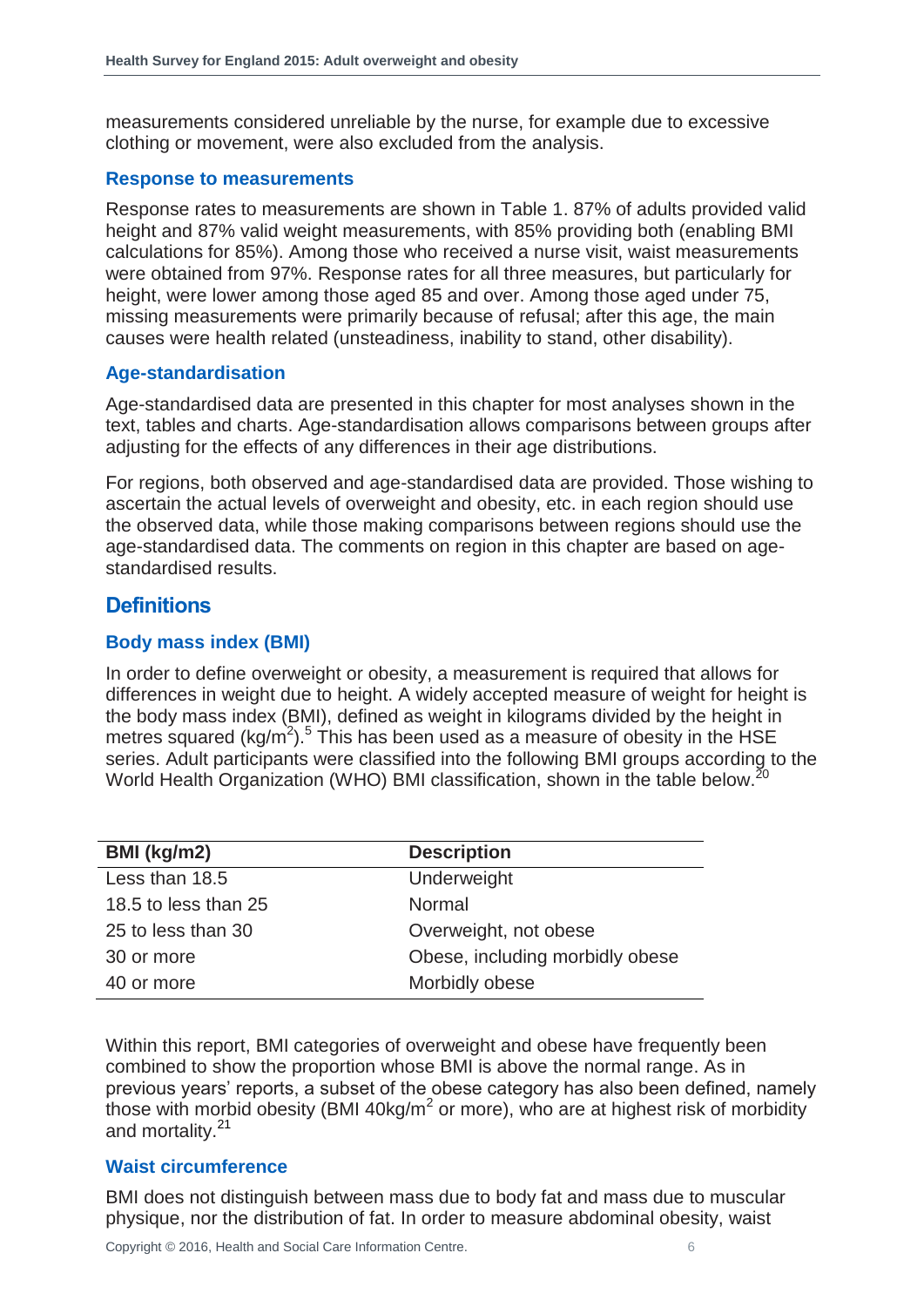measurements considered unreliable by the nurse, for example due to excessive clothing or movement, were also excluded from the analysis.

### Response to measurements

Response rates to measurements are shown in Table 1. 87% of adults provided valid height and 87% valid weight measurements, with 85% providing both (enabling BMI calculations for 85%). Among those who received a nurse visit, waist measurements were obtained from 97%. Response rates for all three measures, but particularly for height, were lower among those aged 85 and over. Among those aged under 75, missing measurements were primarily because of refusal; after this age, the main causes were health related (unsteadiness, inability to stand, other disability).

### Age-standardisation

Age-standardised data are presented in this chapter for most analyses shown in the text, tables and charts. Age-standardisation allows comparisons between groups after adjusting for the effects of any differences in their age distributions.

For regions, both observed and age-standardised data are provided. Those wishing to ascertain the actual levels of overweight and obesity, etc. in each region should use the observed data, while those making comparisons between regions should use the age-standardised data. The comments on region in this chapter are based on age-standardised results.

## Definitions

### Body mass index (BMI)

In order to define overweight or obesity, a measurement is required that allows for differences in weight due to height. A widely accepted measure of weight for height is the body mass index (BMI), defined as weight in kilograms divided by the height in metres squared ($kg/m^2$).[5] This has been used as a measure of obesity in the HSE series. Adult participants were classified into the following BMI groups according to the World Health Organization (WHO) BMI classification, shown in the table below.[20]

| BMI (kg/m2) | Description |
|---|---|
| Less than 18.5 | Underweight |
| 18.5 to less than 25 | Normal |
| 25 to less than 30 | Overweight, not obese |
| 30 or more | Obese, including morbidly obese |
| 40 or more | Morbidly obese |

Within this report, BMI categories of overweight and obese have frequently been combined to show the proportion whose BMI is above the normal range. As in previous years' reports, a subset of the obese category has also been defined, namely those with morbid obesity (BMI $40kg/m^2$ or more), who are at highest risk of morbidity and mortality.[21]

### Waist circumference

BMI does not distinguish between mass due to body fat and mass due to muscular physique, nor the distribution of fat. In order to measure abdominal obesity, waist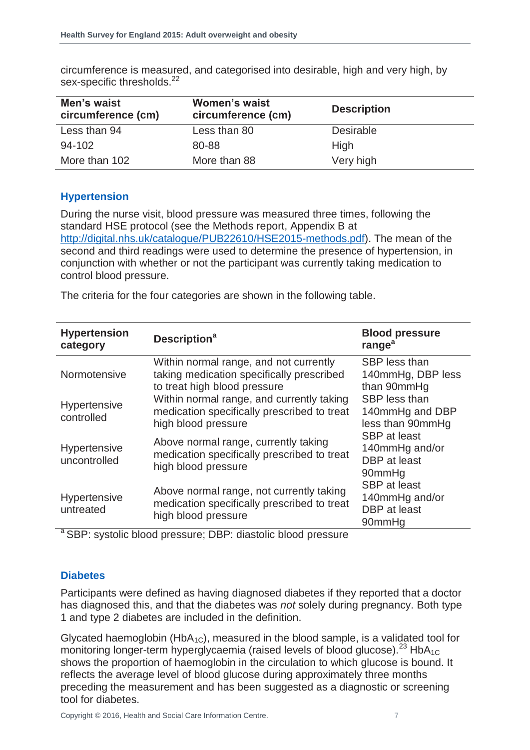circumference is measured, and categorised into desirable, high and very high, by sex-specific thresholds.[22]

| Men's waist circumference (cm) | Women's waist circumference (cm) | Description |
|---|---|---|
| Less than 94 | Less than 80 | Desirable |
| 94-102 | 80-88 | High |
| More than 102 | More than 88 | Very high |

## Hypertension

During the nurse visit, blood pressure was measured three times, following the standard HSE protocol (see the Methods report, Appendix B at http://digital.nhs.uk/catalogue/PUB22610/HSE2015-methods.pdf). The mean of the second and third readings were used to determine the presence of hypertension, in conjunction with whether or not the participant was currently taking medication to control blood pressure.

The criteria for the four categories are shown in the following table.

| Hypertension category | Description[a] | Blood pressure range[a] |
|---|---|---|
| Normotensive | Within normal range, and not currently taking medication specifically prescribed to treat high blood pressure | SBP less than 140mmHg, DBP less than 90mmHg |
| Hypertensive controlled | Within normal range, and currently taking medication specifically prescribed to treat high blood pressure | SBP less than 140mmHg and DBP less than 90mmHg |
| Hypertensive uncontrolled | Above normal range, currently taking medication specifically prescribed to treat high blood pressure | SBP at least 140mmHg and/or DBP at least 90mmHg |
| Hypertensive untreated | Above normal range, not currently taking medication specifically prescribed to treat high blood pressure | SBP at least 140mmHg and/or DBP at least 90mmHg |

[a] SBP: systolic blood pressure; DBP: diastolic blood pressure

## Diabetes

Participants were defined as having diagnosed diabetes if they reported that a doctor has diagnosed this, and that the diabetes was *not* solely during pregnancy. Both type 1 and type 2 diabetes are included in the definition.

Glycated haemoglobin ($HbA_{1C}$), measured in the blood sample, is a validated tool for monitoring longer-term hyperglycaemia (raised levels of blood glucose).[23] $HbA_{1C}$ shows the proportion of haemoglobin in the circulation to which glucose is bound. It reflects the average level of blood glucose during approximately three months preceding the measurement and has been suggested as a diagnostic or screening tool for diabetes.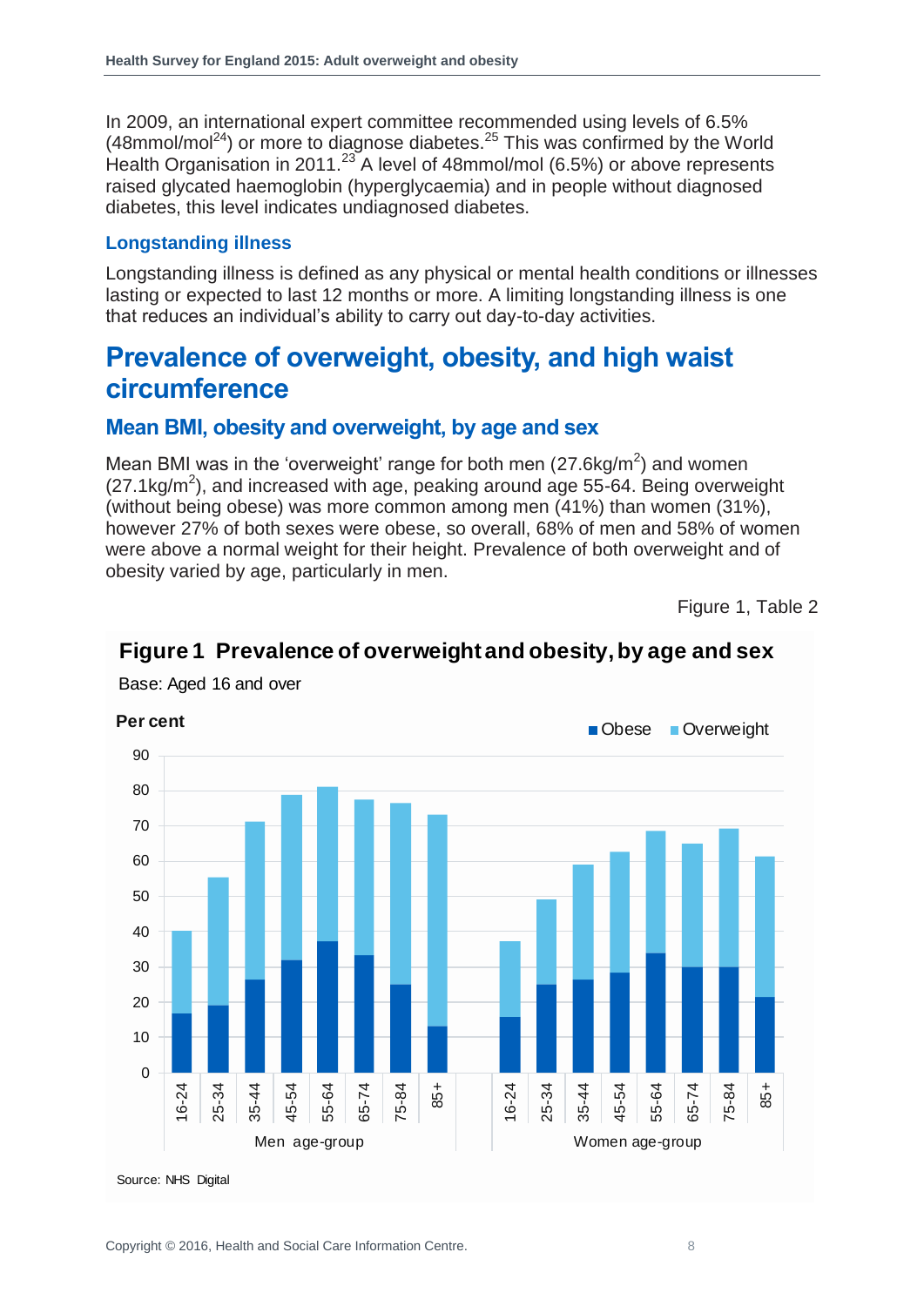In 2009, an international expert committee recommended using levels of 6.5% (48mmol/mol[24]) or more to diagnose diabetes.[25] This was confirmed by the World Health Organisation in 2011.[23] A level of 48mmol/mol (6.5%) or above represents raised glycated haemoglobin (hyperglycaemia) and in people without diagnosed diabetes, this level indicates undiagnosed diabetes.

### Longstanding illness

Longstanding illness is defined as any physical or mental health conditions or illnesses lasting or expected to last 12 months or more. A limiting longstanding illness is one that reduces an individual's ability to carry out day-to-day activities.

# Prevalence of overweight, obesity, and high waist circumference

## Mean BMI, obesity and overweight, by age and sex

Mean BMI was in the 'overweight' range for both men (27.6kg/$m^2$) and women (27.1kg/$m^2$), and increased with age, peaking around age 55-64. Being overweight (without being obese) was more common among men (41%) than women (31%), however 27% of both sexes were obese, so overall, 68% of men and 58% of women were above a normal weight for their height. Prevalence of both overweight and of obesity varied by age, particularly in men.

Figure 1, Table 2

**Figure 1 Prevalence of overweight and obesity, by age and sex**

Base: Aged 16 and over

Source: NHS Digital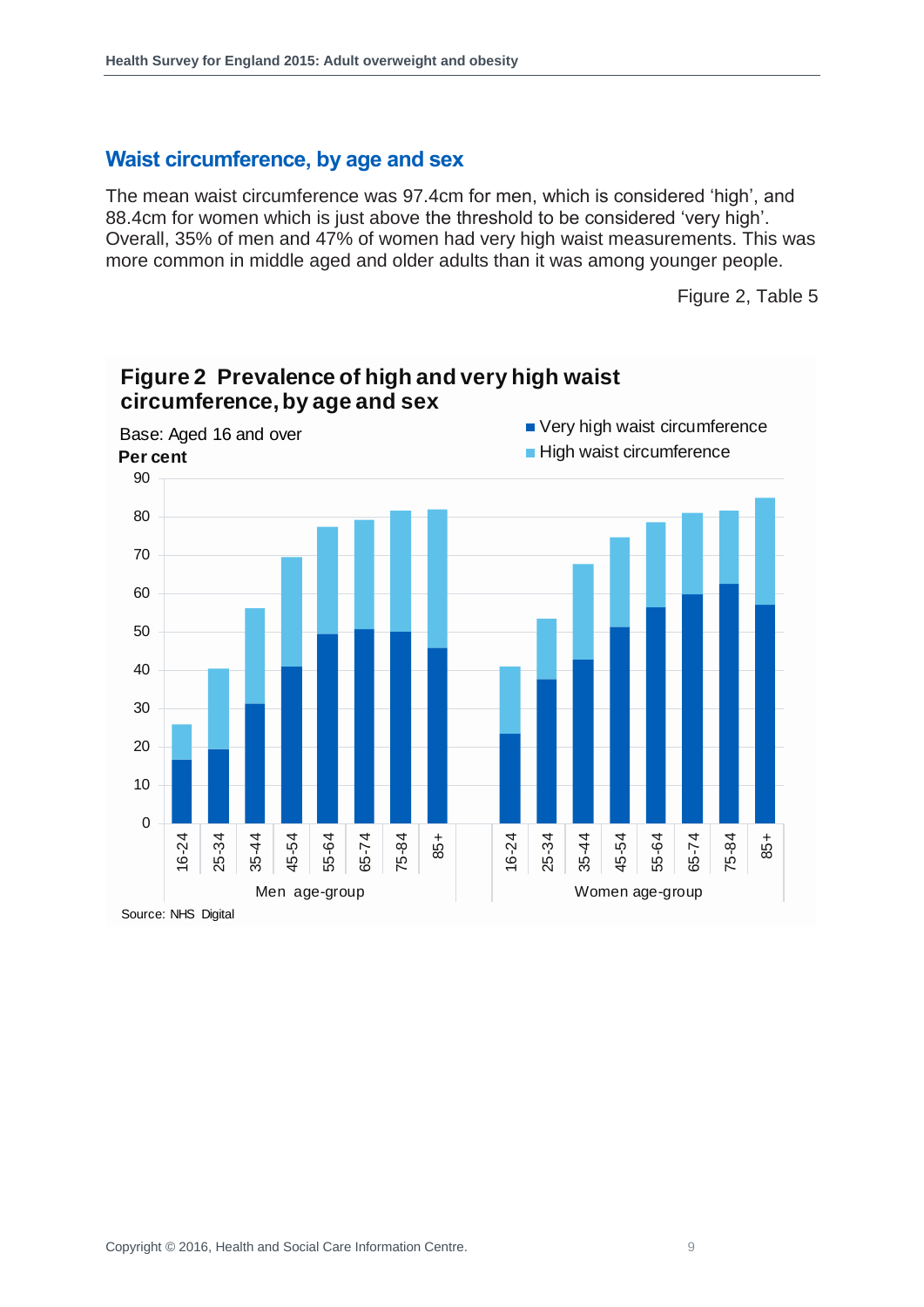## Waist circumference, by age and sex

The mean waist circumference was 97.4cm for men, which is considered ‘high’, and 88.4cm for women which is just above the threshold to be considered ‘very high’. Overall, 35% of men and 47% of women had very high waist measurements. This was more common in middle aged and older adults than it was among younger people.

Figure 2, Table 5

**Figure 2 Prevalence of high and very high waist circumference, by age and sex**

Base: Aged 16 and over

Source: NHS Digital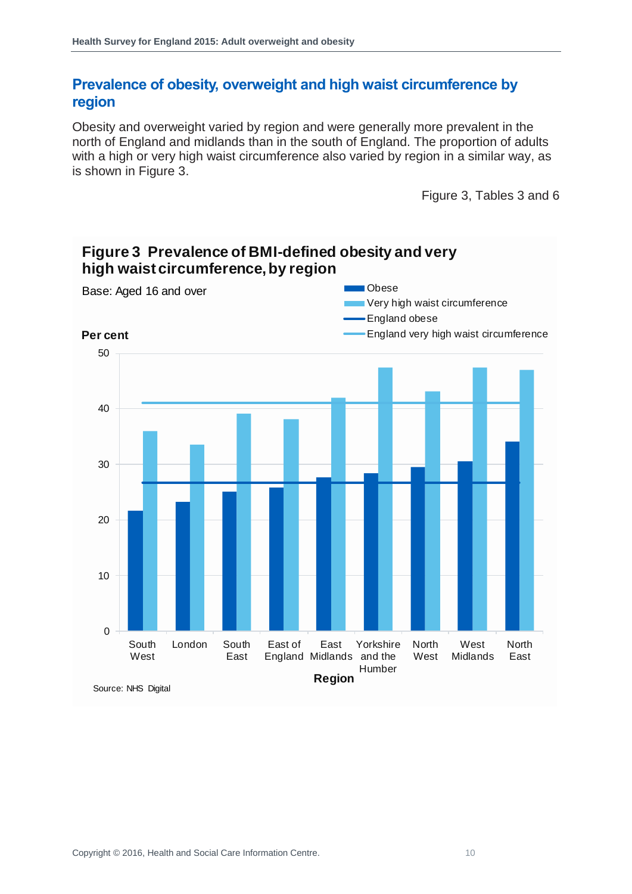## Prevalence of obesity, overweight and high waist circumference by region

Obesity and overweight varied by region and were generally more prevalent in the north of England and midlands than in the south of England. The proportion of adults with a high or very high waist circumference also varied by region in a similar way, as is shown in Figure 3.

Figure 3, Tables 3 and 6

**Figure 3 Prevalence of BMI-defined obesity and very high waist circumference, by region**

Base: Aged 16 and over

Source: NHS Digital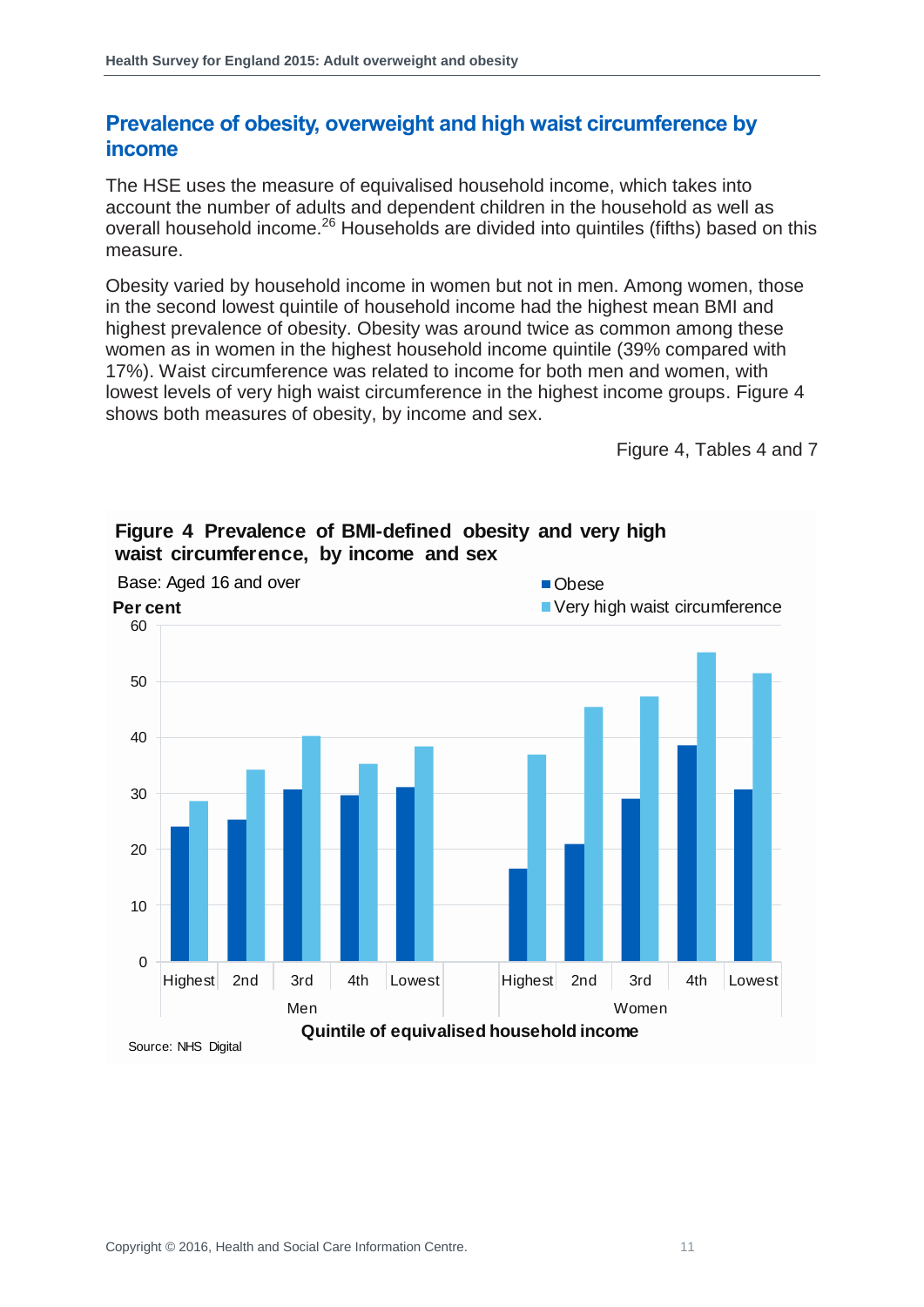## Prevalence of obesity, overweight and high waist circumference by income

The HSE uses the measure of equivalised household income, which takes into account the number of adults and dependent children in the household as well as overall household income.[26] Households are divided into quintiles (fifths) based on this measure.

Obesity varied by household income in women but not in men. Among women, those in the second lowest quintile of household income had the highest mean BMI and highest prevalence of obesity. Obesity was around twice as common among these women as in women in the highest household income quintile (39% compared with 17%). Waist circumference was related to income for both men and women, with lowest levels of very high waist circumference in the highest income groups. Figure 4 shows both measures of obesity, by income and sex.

Figure 4, Tables 4 and 7

**Figure 4 Prevalence of BMI-defined obesity and very high waist circumference, by income and sex**

Base: Aged 16 and over

Per cent

Obese

Very high waist circumference

Quintile of equivalised household income

Men: Highest, 2nd, 3rd, 4th, Lowest

Women: Highest, 2nd, 3rd, 4th, Lowest

Source: NHS Digital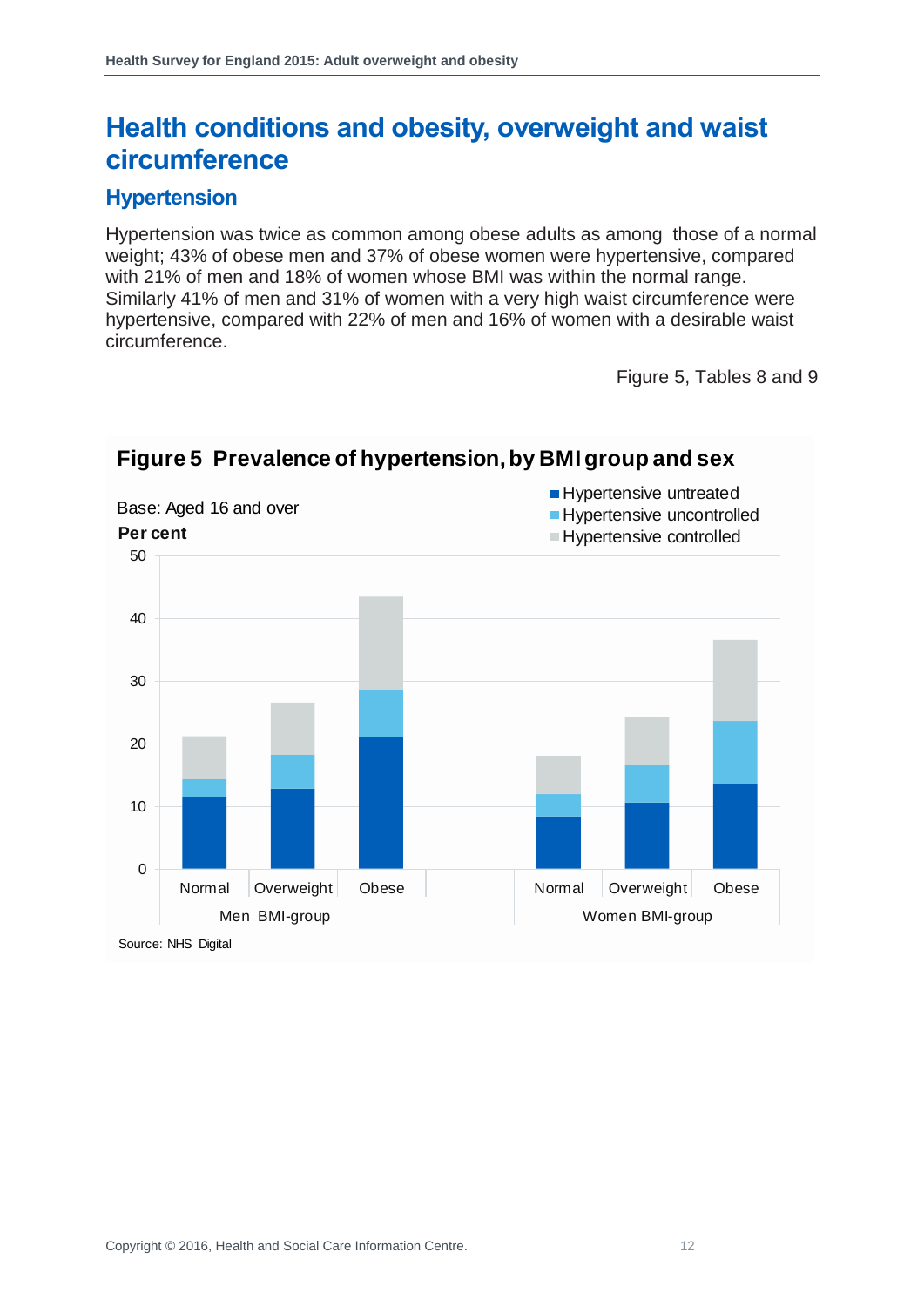# Health conditions and obesity, overweight and waist circumference

## Hypertension

Hypertension was twice as common among obese adults as among those of a normal weight; 43% of obese men and 37% of obese women were hypertensive, compared with 21% of men and 18% of women whose BMI was within the normal range. Similarly 41% of men and 31% of women with a very high waist circumference were hypertensive, compared with 22% of men and 16% of women with a desirable waist circumference.

Figure 5, Tables 8 and 9

**Figure 5 Prevalence of hypertension, by BMI group and sex**

Base: Aged 16 and over

Per cent

Legend: Hypertensive untreated; Hypertensive uncontrolled; Hypertensive controlled

Men BMI-group: Normal, Overweight, Obese

Women BMI-group: Normal, Overweight, Obese

Source: NHS Digital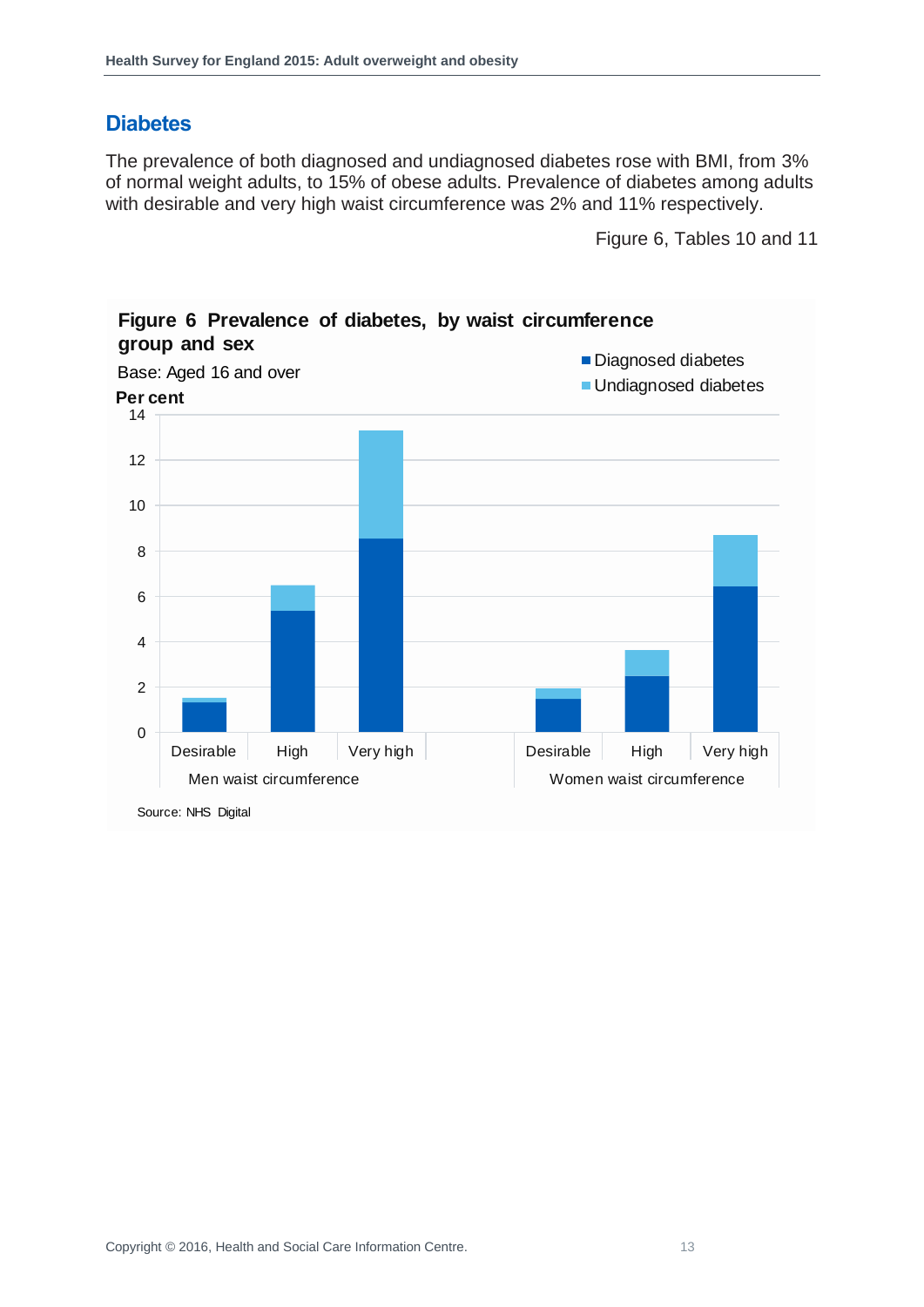## Diabetes

The prevalence of both diagnosed and undiagnosed diabetes rose with BMI, from 3% of normal weight adults, to 15% of obese adults. Prevalence of diabetes among adults with desirable and very high waist circumference was 2% and 11% respectively.

Figure 6, Tables 10 and 11

**Figure 6 Prevalence of diabetes, by waist circumference group and sex**

Base: Aged 16 and over

Source: NHS Digital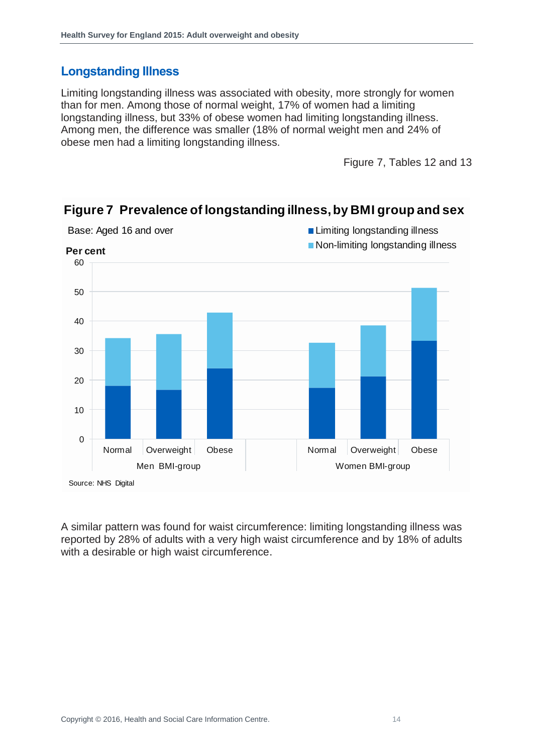## Longstanding Illness

Limiting longstanding illness was associated with obesity, more strongly for women than for men. Among those of normal weight, 17% of women had a limiting longstanding illness, but 33% of obese women had limiting longstanding illness. Among men, the difference was smaller (18% of normal weight men and 24% of obese men had a limiting longstanding illness.

Figure 7, Tables 12 and 13

**Figure 7 Prevalence of longstanding illness, by BMI group and sex**

Base: Aged 16 and over

Source: NHS Digital

A similar pattern was found for waist circumference: limiting longstanding illness was reported by 28% of adults with a very high waist circumference and by 18% of adults with a desirable or high waist circumference.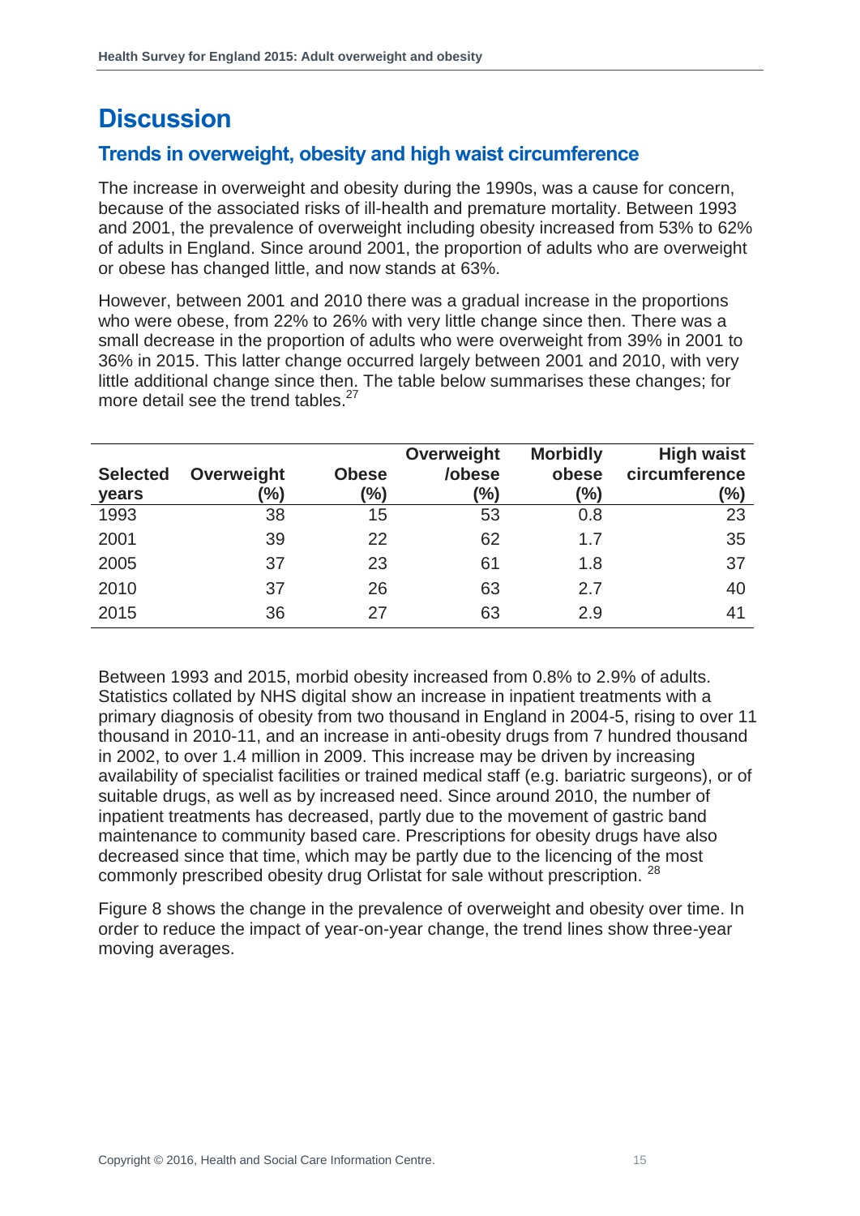# Discussion

## Trends in overweight, obesity and high waist circumference

The increase in overweight and obesity during the 1990s, was a cause for concern, because of the associated risks of ill-health and premature mortality. Between 1993 and 2001, the prevalence of overweight including obesity increased from 53% to 62% of adults in England. Since around 2001, the proportion of adults who are overweight or obese has changed little, and now stands at 63%.

However, between 2001 and 2010 there was a gradual increase in the proportions who were obese, from 22% to 26% with very little change since then. There was a small decrease in the proportion of adults who were overweight from 39% in 2001 to 36% in 2015. This latter change occurred largely between 2001 and 2010, with very little additional change since then. The table below summarises these changes; for more detail see the trend tables.[27]

| Selected years | Overweight (%) | Obese (%) | Overweight /obese (%) | Morbidly obese (%) | High waist circumference (%) |
|---|---|---|---|---|---|
| 1993 | 38 | 15 | 53 | 0.8 | 23 |
| 2001 | 39 | 22 | 62 | 1.7 | 35 |
| 2005 | 37 | 23 | 61 | 1.8 | 37 |
| 2010 | 37 | 26 | 63 | 2.7 | 40 |
| 2015 | 36 | 27 | 63 | 2.9 | 41 |

Between 1993 and 2015, morbid obesity increased from 0.8% to 2.9% of adults. Statistics collated by NHS digital show an increase in inpatient treatments with a primary diagnosis of obesity from two thousand in England in 2004-5, rising to over 11 thousand in 2010-11, and an increase in anti-obesity drugs from 7 hundred thousand in 2002, to over 1.4 million in 2009. This increase may be driven by increasing availability of specialist facilities or trained medical staff (e.g. bariatric surgeons), or of suitable drugs, as well as by increased need. Since around 2010, the number of inpatient treatments has decreased, partly due to the movement of gastric band maintenance to community based care. Prescriptions for obesity drugs have also decreased since that time, which may be partly due to the licencing of the most commonly prescribed obesity drug Orlistat for sale without prescription. [28]

Figure 8 shows the change in the prevalence of overweight and obesity over time. In order to reduce the impact of year-on-year change, the trend lines show three-year moving averages.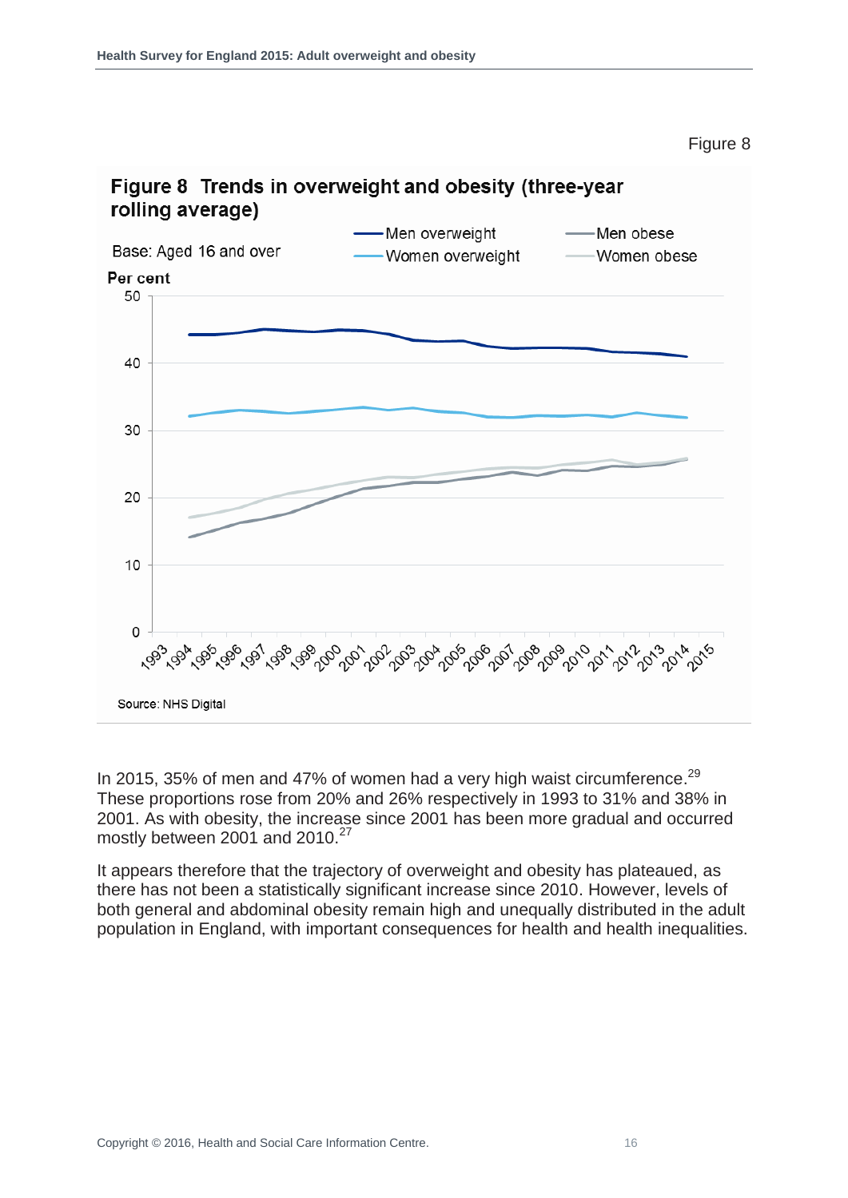Figure 8

**Figure 8 Trends in overweight and obesity (three-year rolling average)**

Base: Aged 16 and over

Men overweight, Women overweight, Men obese, Women obese

Per cent

Source: NHS Digital

In 2015, 35% of men and 47% of women had a very high waist circumference.[29] These proportions rose from 20% and 26% respectively in 1993 to 31% and 38% in 2001. As with obesity, the increase since 2001 has been more gradual and occurred mostly between 2001 and 2010.[27]

It appears therefore that the trajectory of overweight and obesity has plateaued, as there has not been a statistically significant increase since 2010. However, levels of both general and abdominal obesity remain high and unequally distributed in the adult population in England, with important consequences for health and health inequalities.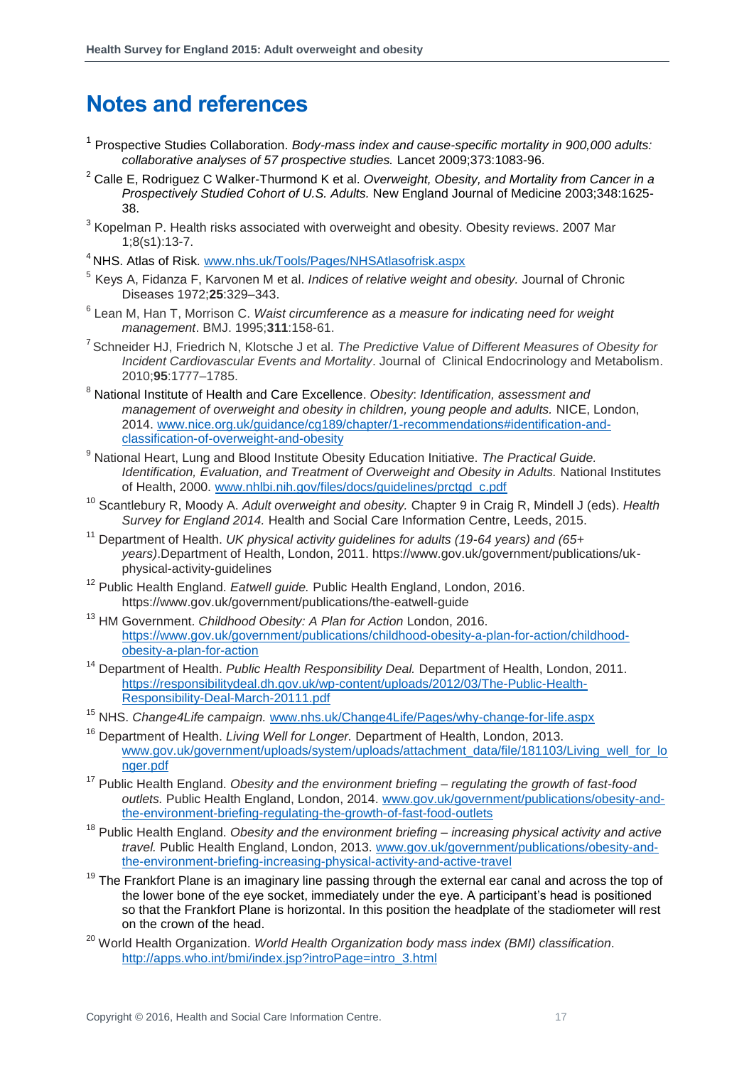# Notes and references

[1] Prospective Studies Collaboration. *Body-mass index and cause-specific mortality in 900,000 adults: collaborative analyses of 57 prospective studies.* Lancet 2009;373:1083-96.

[2] Calle E, Rodriguez C Walker-Thurmond K et al. *Overweight, Obesity, and Mortality from Cancer in a Prospectively Studied Cohort of U.S. Adults.* New England Journal of Medicine 2003;348:1625-38.

[3] Kopelman P. Health risks associated with overweight and obesity. Obesity reviews. 2007 Mar 1;8(s1):13-7.

[4] NHS. Atlas of Risk. www.nhs.uk/Tools/Pages/NHSAtlasofrisk.aspx

[5] Keys A, Fidanza F, Karvonen M et al. *Indices of relative weight and obesity.* Journal of Chronic Diseases 1972;**25**:329–343.

[6] Lean M, Han T, Morrison C. *Waist circumference as a measure for indicating need for weight management*. BMJ. 1995;**311**:158-61.

[7] Schneider HJ, Friedrich N, Klotsche J et al. *The Predictive Value of Different Measures of Obesity for Incident Cardiovascular Events and Mortality*. Journal of Clinical Endocrinology and Metabolism. 2010;**95**:1777–1785.

[8] National Institute of Health and Care Excellence. *Obesity*: *Identification, assessment and management of overweight and obesity in children, young people and adults.* NICE, London, 2014. www.nice.org.uk/guidance/cg189/chapter/1-recommendations#identification-and-classification-of-overweight-and-obesity

[9] National Heart, Lung and Blood Institute Obesity Education Initiative. *The Practical Guide. Identification, Evaluation, and Treatment of Overweight and Obesity in Adults.* National Institutes of Health, 2000. www.nhlbi.nih.gov/files/docs/guidelines/prctgd_c.pdf

[10] Scantlebury R, Moody A. *Adult overweight and obesity.* Chapter 9 in Craig R, Mindell J (eds). *Health Survey for England 2014.* Health and Social Care Information Centre, Leeds, 2015.

[11] Department of Health. *UK physical activity guidelines for adults (19-64 years) and (65+ years)*.Department of Health, London, 2011. https://www.gov.uk/government/publications/uk-physical-activity-guidelines

[12] Public Health England. *Eatwell guide.* Public Health England, London, 2016. https://www.gov.uk/government/publications/the-eatwell-guide

[13] HM Government. *Childhood Obesity: A Plan for Action* London, 2016. https://www.gov.uk/government/publications/childhood-obesity-a-plan-for-action/childhood-obesity-a-plan-for-action

[14] Department of Health. *Public Health Responsibility Deal.* Department of Health, London, 2011. https://responsibilitydeal.dh.gov.uk/wp-content/uploads/2012/03/The-Public-Health-Responsibility-Deal-March-20111.pdf

[15] NHS. *Change4Life campaign.* www.nhs.uk/Change4Life/Pages/why-change-for-life.aspx

[16] Department of Health. *Living Well for Longer.* Department of Health, London, 2013. www.gov.uk/government/uploads/system/uploads/attachment_data/file/181103/Living_well_for_longer.pdf

[17] Public Health England. *Obesity and the environment briefing – regulating the growth of fast-food outlets.* Public Health England, London, 2014. www.gov.uk/government/publications/obesity-and-the-environment-briefing-regulating-the-growth-of-fast-food-outlets

[18] Public Health England. *Obesity and the environment briefing – increasing physical activity and active travel.* Public Health England, London, 2013. www.gov.uk/government/publications/obesity-and-the-environment-briefing-increasing-physical-activity-and-active-travel

[19] The Frankfort Plane is an imaginary line passing through the external ear canal and across the top of the lower bone of the eye socket, immediately under the eye. A participant's head is positioned so that the Frankfort Plane is horizontal. In this position the headplate of the stadiometer will rest on the crown of the head.

[20] World Health Organization. *World Health Organization body mass index (BMI) classification*. http://apps.who.int/bmi/index.jsp?introPage=intro_3.html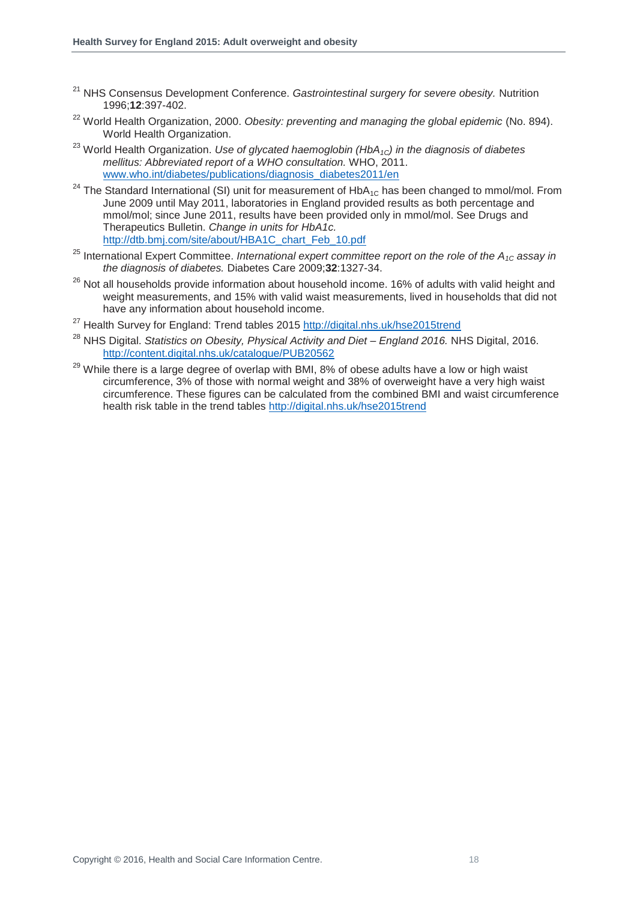[21] NHS Consensus Development Conference. *Gastrointestinal surgery for severe obesity.* Nutrition 1996;**12**:397-402.

[22] World Health Organization, 2000. *Obesity: preventing and managing the global epidemic* (No. 894). World Health Organization.

[23] World Health Organization. *Use of glycated haemoglobin ($HbA_{1C}$) in the diagnosis of diabetes mellitus: Abbreviated report of a WHO consultation.* WHO, 2011. www.who.int/diabetes/publications/diagnosis_diabetes2011/en

[24] The Standard International (SI) unit for measurement of $HbA_{1C}$ has been changed to mmol/mol. From June 2009 until May 2011, laboratories in England provided results as both percentage and mmol/mol; since June 2011, results have been provided only in mmol/mol. See Drugs and Therapeutics Bulletin. *Change in units for HbA1c.* http://dtb.bmj.com/site/about/HBA1C_chart_Feb_10.pdf

[25] International Expert Committee. *International expert committee report on the role of the $A_{1C}$ assay in the diagnosis of diabetes.* Diabetes Care 2009;**32**:1327-34.

[26] Not all households provide information about household income. 16% of adults with valid height and weight measurements, and 15% with valid waist measurements, lived in households that did not have any information about household income.

[27] Health Survey for England: Trend tables 2015 http://digital.nhs.uk/hse2015trend

[28] NHS Digital. *Statistics on Obesity, Physical Activity and Diet – England 2016.* NHS Digital, 2016. http://content.digital.nhs.uk/catalogue/PUB20562

[29] While there is a large degree of overlap with BMI, 8% of obese adults have a low or high waist circumference, 3% of those with normal weight and 38% of overweight have a very high waist circumference. These figures can be calculated from the combined BMI and waist circumference health risk table in the trend tables http://digital.nhs.uk/hse2015trend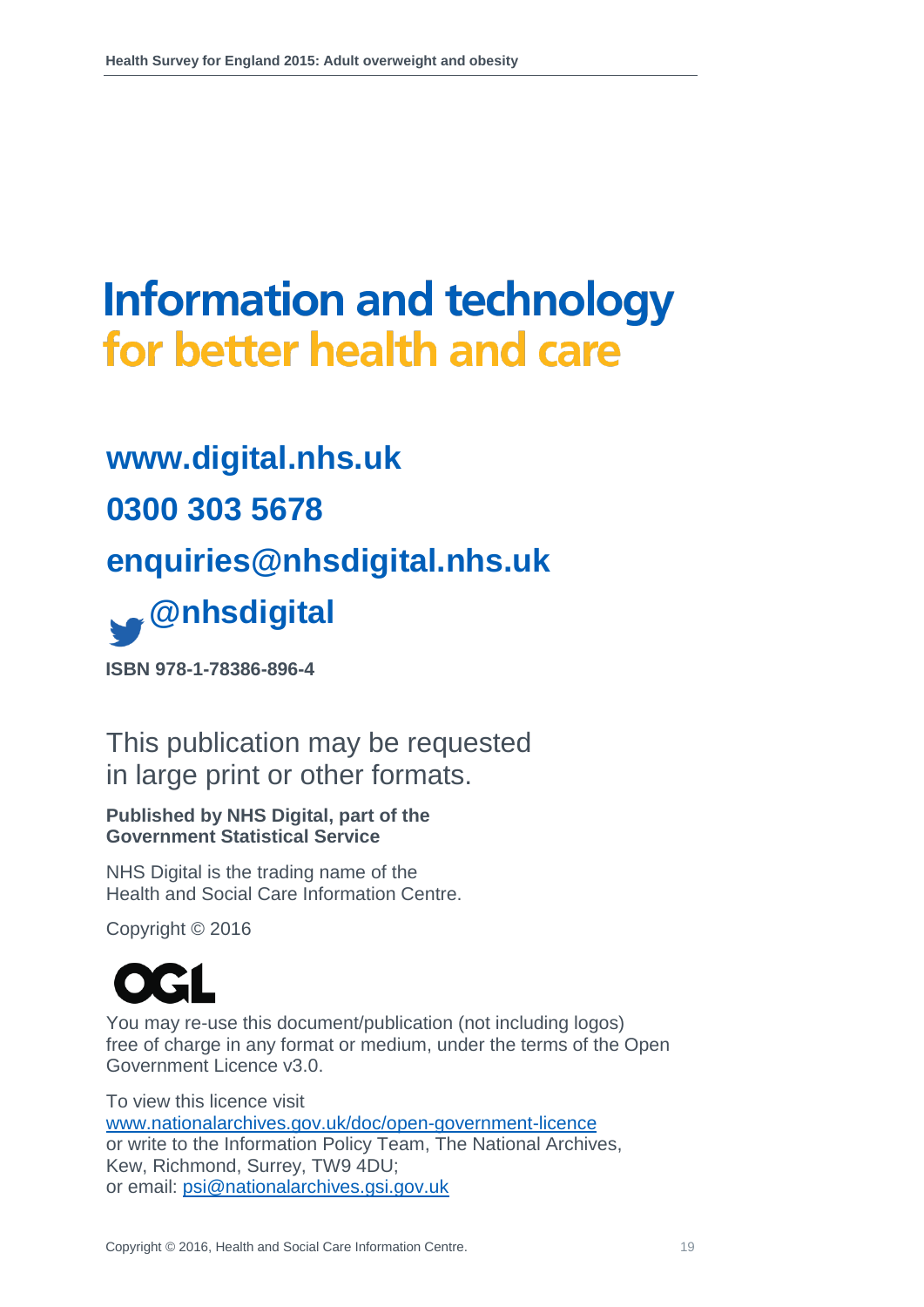# Information and technology
# for better health and care

## www.digital.nhs.uk

## 0300 303 5678

## enquiries@nhsdigital.nhs.uk

## @nhsdigital

**ISBN 978-1-78386-896-4**

This publication may be requested in large print or other formats.

**Published by NHS Digital, part of the Government Statistical Service**

NHS Digital is the trading name of the Health and Social Care Information Centre.

Copyright © 2016

OGL

You may re-use this document/publication (not including logos) free of charge in any format or medium, under the terms of the Open Government Licence v3.0.

To view this licence visit
www.nationalarchives.gov.uk/doc/open-government-licence
or write to the Information Policy Team, The National Archives, Kew, Richmond, Surrey, TW9 4DU;
or email: psi@nationalarchives.gsi.gov.uk